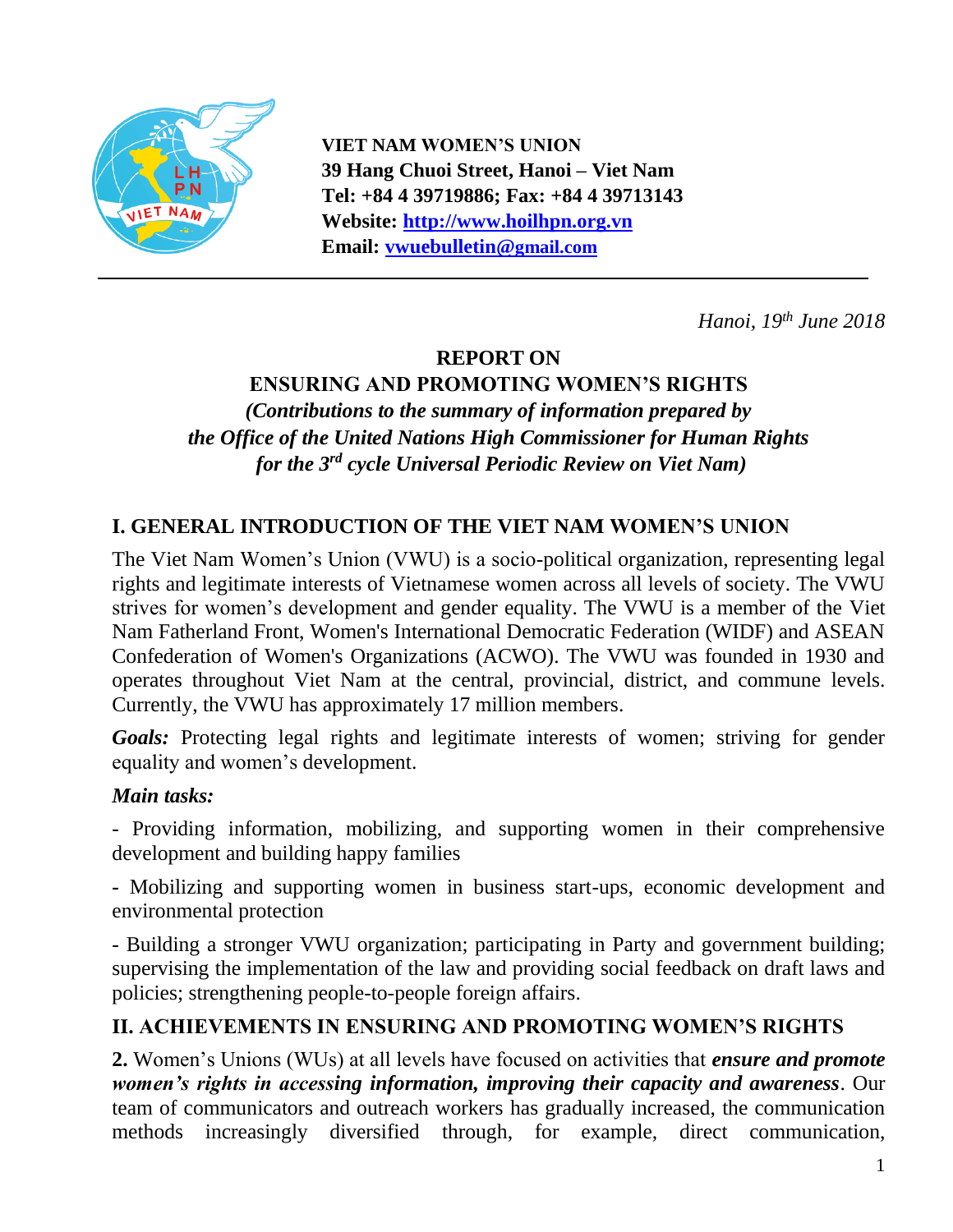**VIET NAM WOMEN'S UNION**
**39 Hang Chuoi Street, Hanoi – Viet Nam**
**Tel: +84 4 39719886; Fax: +84 4 39713143**
**Website: [http://www.hoilhpn.org.vn](http://www.hoilhpn.org.vn)**
**Email: [vwuebulletin@gmail.com](mailto:vwuebulletin@gmail.com)**

---

*Hanoi, 19th June 2018*

# REPORT ON ENSURING AND PROMOTING WOMEN'S RIGHTS

***(Contributions to the summary of information prepared by the Office of the United Nations High Commissioner for Human Rights for the 3rd cycle Universal Periodic Review on Viet Nam)***

## I. GENERAL INTRODUCTION OF THE VIET NAM WOMEN'S UNION

The Viet Nam Women's Union (VWU) is a socio-political organization, representing legal rights and legitimate interests of Vietnamese women across all levels of society. The VWU strives for women's development and gender equality. The VWU is a member of the Viet Nam Fatherland Front, Women's International Democratic Federation (WIDF) and ASEAN Confederation of Women's Organizations (ACWO). The VWU was founded in 1930 and operates throughout Viet Nam at the central, provincial, district, and commune levels. Currently, the VWU has approximately 17 million members.

***Goals:*** Protecting legal rights and legitimate interests of women; striving for gender equality and women's development.

***Main tasks:***

- Providing information, mobilizing, and supporting women in their comprehensive development and building happy families
- Mobilizing and supporting women in business start-ups, economic development and environmental protection
- Building a stronger VWU organization; participating in Party and government building; supervising the implementation of the law and providing social feedback on draft laws and policies; strengthening people-to-people foreign affairs.

## II. ACHIEVEMENTS IN ENSURING AND PROMOTING WOMEN'S RIGHTS

**2.** Women's Unions (WUs) at all levels have focused on activities that ***ensure and promote women's rights in accessing information, improving their capacity and awareness***. Our team of communicators and outreach workers has gradually increased, the communication methods increasingly diversified through, for example, direct communication,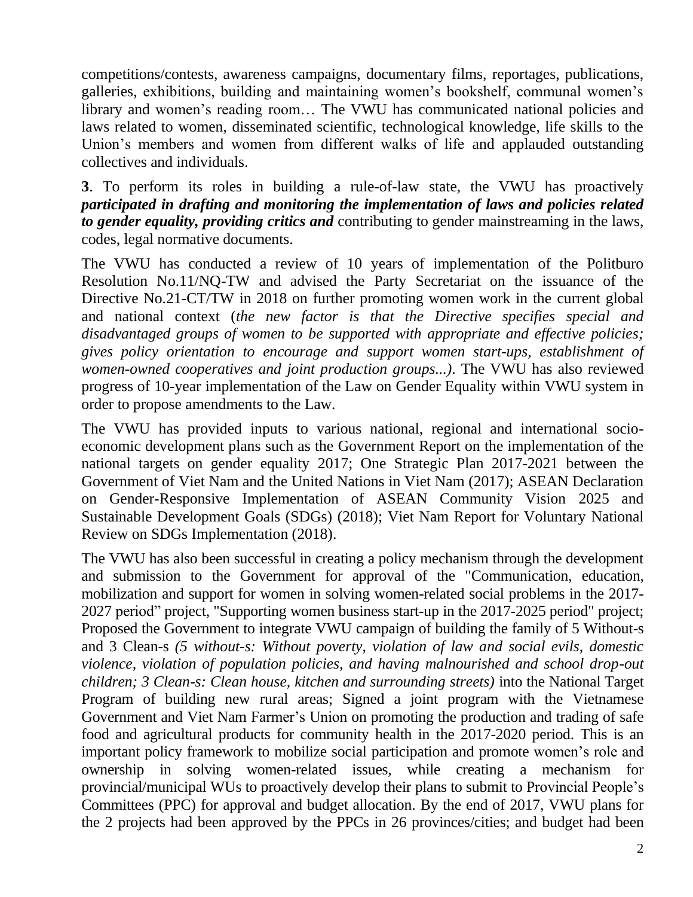competitions/contests, awareness campaigns, documentary films, reportages, publications, galleries, exhibitions, building and maintaining women's bookshelf, communal women's library and women's reading room… The VWU has communicated national policies and laws related to women, disseminated scientific, technological knowledge, life skills to the Union's members and women from different walks of life and applauded outstanding collectives and individuals.

**3**. To perform its roles in building a rule-of-law state, the VWU has proactively ***participated in drafting and monitoring the implementation of laws and policies related to gender equality, providing critics and*** contributing to gender mainstreaming in the laws, codes, legal normative documents.

The VWU has conducted a review of 10 years of implementation of the Politburo Resolution No.11/NQ-TW and advised the Party Secretariat on the issuance of the Directive No.21-CT/TW in 2018 on further promoting women work in the current global and national context (*the new factor is that the Directive specifies special and disadvantaged groups of women to be supported with appropriate and effective policies; gives policy orientation to encourage and support women start-ups, establishment of women-owned cooperatives and joint production groups...)*. The VWU has also reviewed progress of 10-year implementation of the Law on Gender Equality within VWU system in order to propose amendments to the Law.

The VWU has provided inputs to various national, regional and international socio-economic development plans such as the Government Report on the implementation of the national targets on gender equality 2017; One Strategic Plan 2017-2021 between the Government of Viet Nam and the United Nations in Viet Nam (2017); ASEAN Declaration on Gender-Responsive Implementation of ASEAN Community Vision 2025 and Sustainable Development Goals (SDGs) (2018); Viet Nam Report for Voluntary National Review on SDGs Implementation (2018).

The VWU has also been successful in creating a policy mechanism through the development and submission to the Government for approval of the "Communication, education, mobilization and support for women in solving women-related social problems in the 2017-2027 period" project, "Supporting women business start-up in the 2017-2025 period" project; Proposed the Government to integrate VWU campaign of building the family of 5 Without-s and 3 Clean-s *(5 without-s: Without poverty, violation of law and social evils, domestic violence, violation of population policies, and having malnourished and school drop-out children; 3 Clean-s: Clean house, kitchen and surrounding streets)* into the National Target Program of building new rural areas; Signed a joint program with the Vietnamese Government and Viet Nam Farmer's Union on promoting the production and trading of safe food and agricultural products for community health in the 2017-2020 period. This is an important policy framework to mobilize social participation and promote women's role and ownership in solving women-related issues, while creating a mechanism for provincial/municipal WUs to proactively develop their plans to submit to Provincial People's Committees (PPC) for approval and budget allocation. By the end of 2017, VWU plans for the 2 projects had been approved by the PPCs in 26 provinces/cities; and budget had been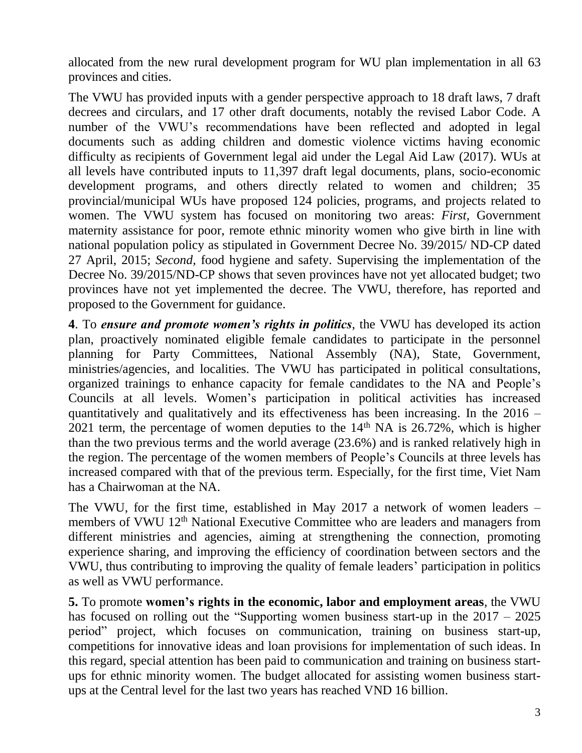allocated from the new rural development program for WU plan implementation in all 63 provinces and cities.

The VWU has provided inputs with a gender perspective approach to 18 draft laws, 7 draft decrees and circulars, and 17 other draft documents, notably the revised Labor Code. A number of the VWU's recommendations have been reflected and adopted in legal documents such as adding children and domestic violence victims having economic difficulty as recipients of Government legal aid under the Legal Aid Law (2017). WUs at all levels have contributed inputs to 11,397 draft legal documents, plans, socio-economic development programs, and others directly related to women and children; 35 provincial/municipal WUs have proposed 124 policies, programs, and projects related to women. The VWU system has focused on monitoring two areas: *First,* Government maternity assistance for poor, remote ethnic minority women who give birth in line with national population policy as stipulated in Government Decree No. 39/2015/ ND-CP dated 27 April, 2015; *Second,* food hygiene and safety. Supervising the implementation of the Decree No. 39/2015/ND-CP shows that seven provinces have not yet allocated budget; two provinces have not yet implemented the decree. The VWU, therefore, has reported and proposed to the Government for guidance.

**4**. To ***ensure and promote women's rights in politics***, the VWU has developed its action plan, proactively nominated eligible female candidates to participate in the personnel planning for Party Committees, National Assembly (NA), State, Government, ministries/agencies, and localities. The VWU has participated in political consultations, organized trainings to enhance capacity for female candidates to the NA and People's Councils at all levels. Women's participation in political activities has increased quantitatively and qualitatively and its effectiveness has been increasing. In the 2016 – 2021 term, the percentage of women deputies to the 14th NA is 26.72%, which is higher than the two previous terms and the world average (23.6%) and is ranked relatively high in the region. The percentage of the women members of People's Councils at three levels has increased compared with that of the previous term. Especially, for the first time, Viet Nam has a Chairwoman at the NA.

The VWU, for the first time, established in May 2017 a network of women leaders – members of VWU 12th National Executive Committee who are leaders and managers from different ministries and agencies, aiming at strengthening the connection, promoting experience sharing, and improving the efficiency of coordination between sectors and the VWU, thus contributing to improving the quality of female leaders' participation in politics as well as VWU performance.

**5.** To promote **women's rights in the economic, labor and employment areas**, the VWU has focused on rolling out the "Supporting women business start-up in the 2017 – 2025 period" project, which focuses on communication, training on business start-up, competitions for innovative ideas and loan provisions for implementation of such ideas. In this regard, special attention has been paid to communication and training on business start-ups for ethnic minority women. The budget allocated for assisting women business start-ups at the Central level for the last two years has reached VND 16 billion.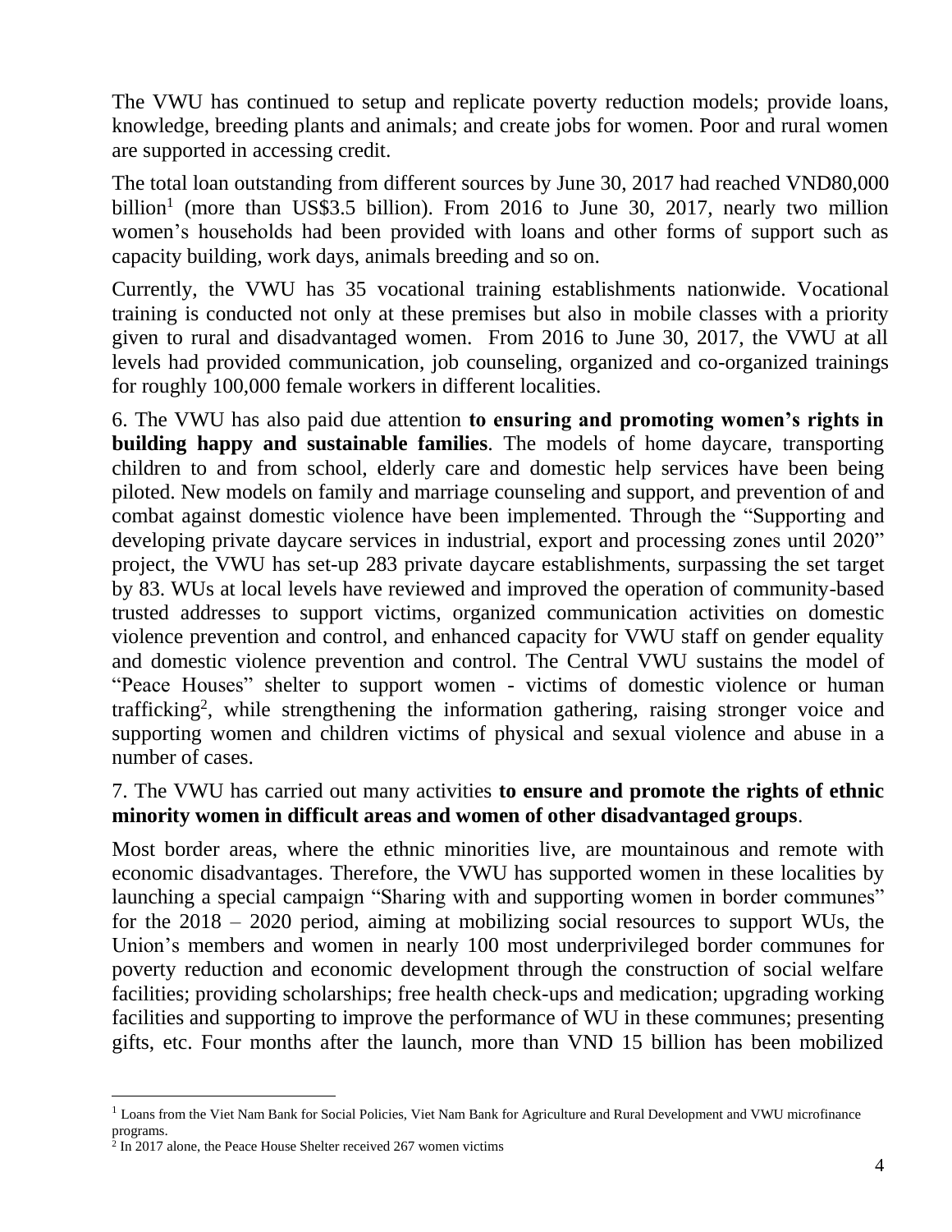The VWU has continued to setup and replicate poverty reduction models; provide loans, knowledge, breeding plants and animals; and create jobs for women. Poor and rural women are supported in accessing credit.

The total loan outstanding from different sources by June 30, 2017 had reached VND80,000 billion[1] (more than US$3.5 billion). From 2016 to June 30, 2017, nearly two million women's households had been provided with loans and other forms of support such as capacity building, work days, animals breeding and so on.

Currently, the VWU has 35 vocational training establishments nationwide. Vocational training is conducted not only at these premises but also in mobile classes with a priority given to rural and disadvantaged women. From 2016 to June 30, 2017, the VWU at all levels had provided communication, job counseling, organized and co-organized trainings for roughly 100,000 female workers in different localities.

6. The VWU has also paid due attention **to ensuring and promoting women's rights in building happy and sustainable families**. The models of home daycare, transporting children to and from school, elderly care and domestic help services have been being piloted. New models on family and marriage counseling and support, and prevention of and combat against domestic violence have been implemented. Through the "Supporting and developing private daycare services in industrial, export and processing zones until 2020" project, the VWU has set-up 283 private daycare establishments, surpassing the set target by 83. WUs at local levels have reviewed and improved the operation of community-based trusted addresses to support victims, organized communication activities on domestic violence prevention and control, and enhanced capacity for VWU staff on gender equality and domestic violence prevention and control. The Central VWU sustains the model of "Peace Houses" shelter to support women - victims of domestic violence or human trafficking[2], while strengthening the information gathering, raising stronger voice and supporting women and children victims of physical and sexual violence and abuse in a number of cases.

7. The VWU has carried out many activities **to ensure and promote the rights of ethnic minority women in difficult areas and women of other disadvantaged groups**.

Most border areas, where the ethnic minorities live, are mountainous and remote with economic disadvantages. Therefore, the VWU has supported women in these localities by launching a special campaign "Sharing with and supporting women in border communes" for the 2018 – 2020 period, aiming at mobilizing social resources to support WUs, the Union's members and women in nearly 100 most underprivileged border communes for poverty reduction and economic development through the construction of social welfare facilities; providing scholarships; free health check-ups and medication; upgrading working facilities and supporting to improve the performance of WU in these communes; presenting gifts, etc. Four months after the launch, more than VND 15 billion has been mobilized

---

[1] Loans from the Viet Nam Bank for Social Policies, Viet Nam Bank for Agriculture and Rural Development and VWU microfinance programs.

[2] In 2017 alone, the Peace House Shelter received 267 women victims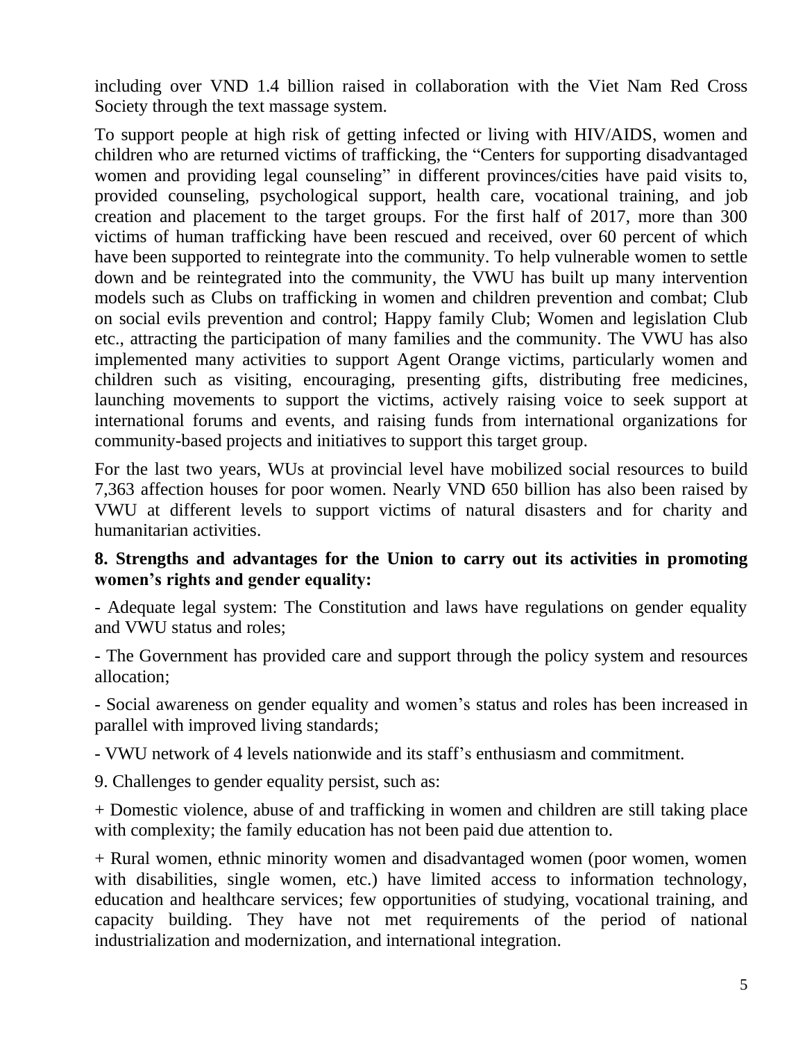including over VND 1.4 billion raised in collaboration with the Viet Nam Red Cross Society through the text massage system.

To support people at high risk of getting infected or living with HIV/AIDS, women and children who are returned victims of trafficking, the "Centers for supporting disadvantaged women and providing legal counseling" in different provinces/cities have paid visits to, provided counseling, psychological support, health care, vocational training, and job creation and placement to the target groups. For the first half of 2017, more than 300 victims of human trafficking have been rescued and received, over 60 percent of which have been supported to reintegrate into the community. To help vulnerable women to settle down and be reintegrated into the community, the VWU has built up many intervention models such as Clubs on trafficking in women and children prevention and combat; Club on social evils prevention and control; Happy family Club; Women and legislation Club etc., attracting the participation of many families and the community. The VWU has also implemented many activities to support Agent Orange victims, particularly women and children such as visiting, encouraging, presenting gifts, distributing free medicines, launching movements to support the victims, actively raising voice to seek support at international forums and events, and raising funds from international organizations for community-based projects and initiatives to support this target group.

For the last two years, WUs at provincial level have mobilized social resources to build 7,363 affection houses for poor women. Nearly VND 650 billion has also been raised by VWU at different levels to support victims of natural disasters and for charity and humanitarian activities.

**8. Strengths and advantages for the Union to carry out its activities in promoting women's rights and gender equality:**

- Adequate legal system: The Constitution and laws have regulations on gender equality and VWU status and roles;

- The Government has provided care and support through the policy system and resources allocation;

- Social awareness on gender equality and women's status and roles has been increased in parallel with improved living standards;

- VWU network of 4 levels nationwide and its staff's enthusiasm and commitment.

9. Challenges to gender equality persist, such as:

+ Domestic violence, abuse of and trafficking in women and children are still taking place with complexity; the family education has not been paid due attention to.

+ Rural women, ethnic minority women and disadvantaged women (poor women, women with disabilities, single women, etc.) have limited access to information technology, education and healthcare services; few opportunities of studying, vocational training, and capacity building. They have not met requirements of the period of national industrialization and modernization, and international integration.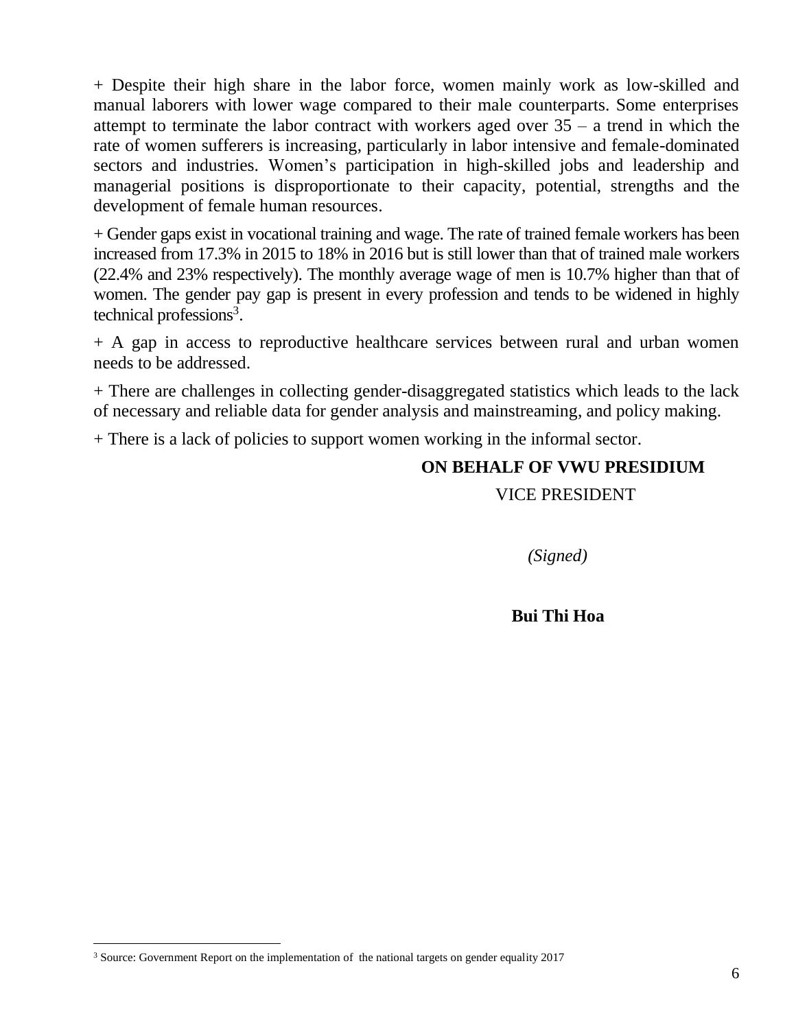+ Despite their high share in the labor force, women mainly work as low-skilled and manual laborers with lower wage compared to their male counterparts. Some enterprises attempt to terminate the labor contract with workers aged over 35 – a trend in which the rate of women sufferers is increasing, particularly in labor intensive and female-dominated sectors and industries. Women's participation in high-skilled jobs and leadership and managerial positions is disproportionate to their capacity, potential, strengths and the development of female human resources.

+ Gender gaps exist in vocational training and wage. The rate of trained female workers has been increased from 17.3% in 2015 to 18% in 2016 but is still lower than that of trained male workers (22.4% and 23% respectively). The monthly average wage of men is 10.7% higher than that of women. The gender pay gap is present in every profession and tends to be widened in highly technical professions[3].

+ A gap in access to reproductive healthcare services between rural and urban women needs to be addressed.

+ There are challenges in collecting gender-disaggregated statistics which leads to the lack of necessary and reliable data for gender analysis and mainstreaming, and policy making.

+ There is a lack of policies to support women working in the informal sector.

**ON BEHALF OF VWU PRESIDIUM**

VICE PRESIDENT

*(Signed)*

**Bui Thi Hoa**

---

[3] Source: Government Report on the implementation of the national targets on gender equality 2017